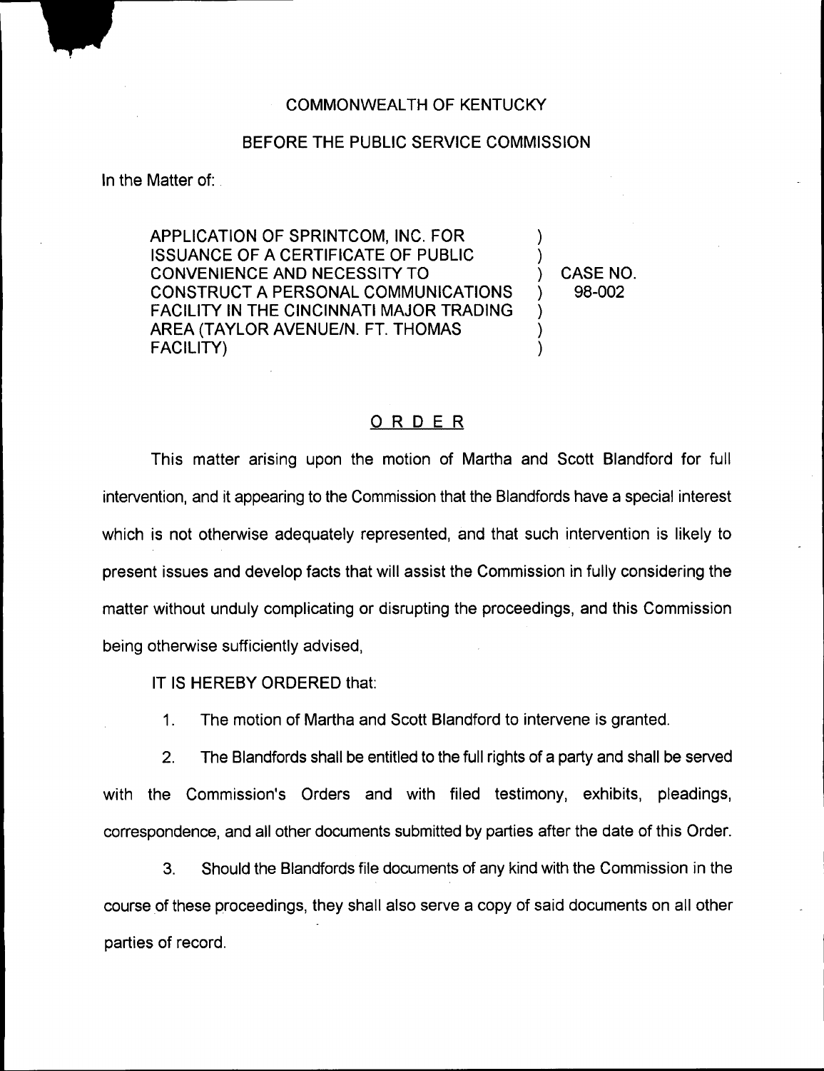COMMONWEALTH OF KENTUCKY

BEFORE THE PUBLIC SERVICE COMMISSION

In the Matter of:

| | | |
|---|---|---|
| APPLICATION OF SPRINTCOM, INC. FOR ISSUANCE OF A CERTIFICATE OF PUBLIC CONVENIENCE AND NECESSITY TO CONSTRUCT A PERSONAL COMMUNICATIONS FACILITY IN THE CINCINNATI MAJOR TRADING AREA (TAYLOR AVENUE/N. FT. THOMAS FACILITY) | ) ) ) ) ) ) ) | CASE NO. 98-002 |

## ORDER

This matter arising upon the motion of Martha and Scott Blandford for full intervention, and it appearing to the Commission that the Blandfords have a special interest which is not otherwise adequately represented, and that such intervention is likely to present issues and develop facts that will assist the Commission in fully considering the matter without unduly complicating or disrupting the proceedings, and this Commission being otherwise sufficiently advised,

IT IS HEREBY ORDERED that:

1. The motion of Martha and Scott Blandford to intervene is granted.

2. The Blandfords shall be entitled to the full rights of a party and shall be served with the Commission's Orders and with filed testimony, exhibits, pleadings, correspondence, and all other documents submitted by parties after the date of this Order.

3. Should the Blandfords file documents of any kind with the Commission in the course of these proceedings, they shall also serve a copy of said documents on all other parties of record.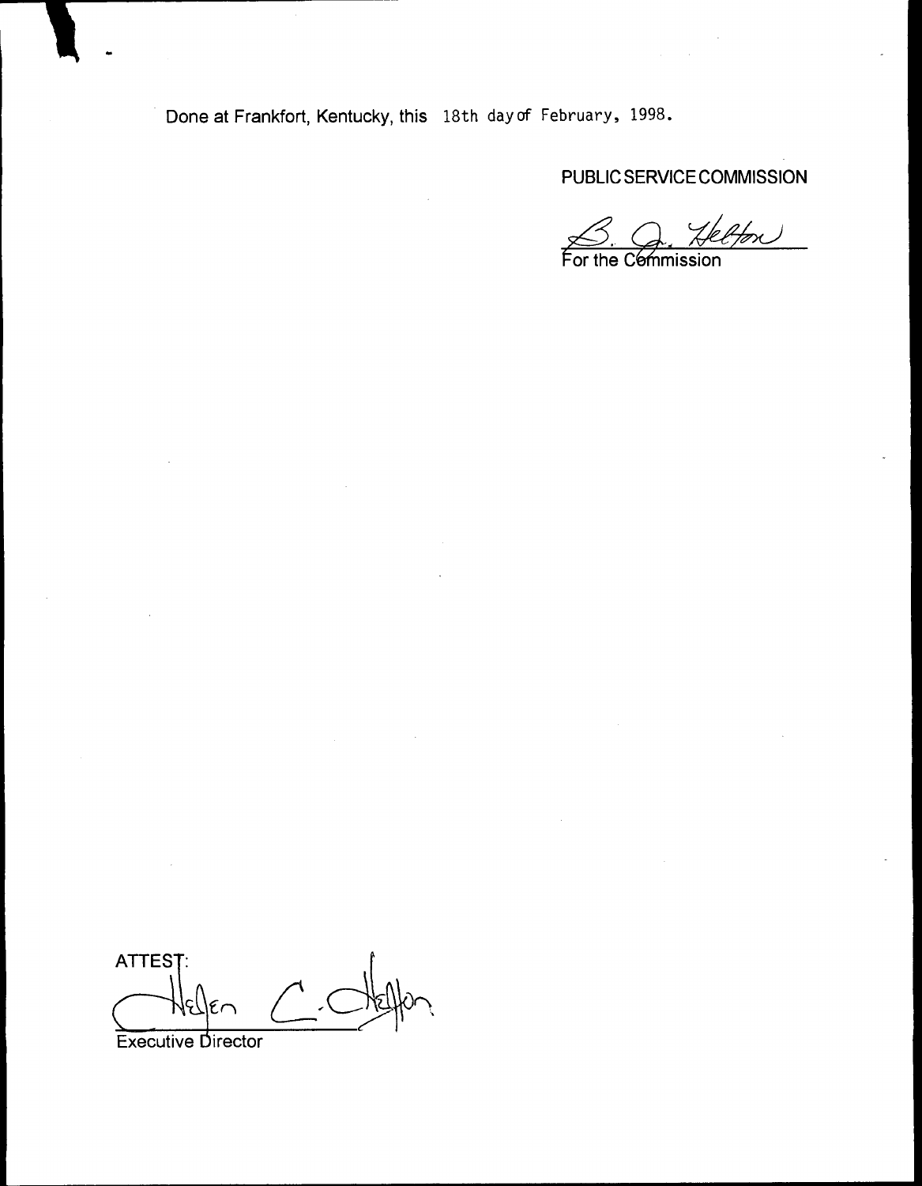Done at Frankfort, Kentucky, this 18th day of February, 1998.

PUBLIC SERVICE COMMISSION

For the Commission

ATTEST:

Executive Director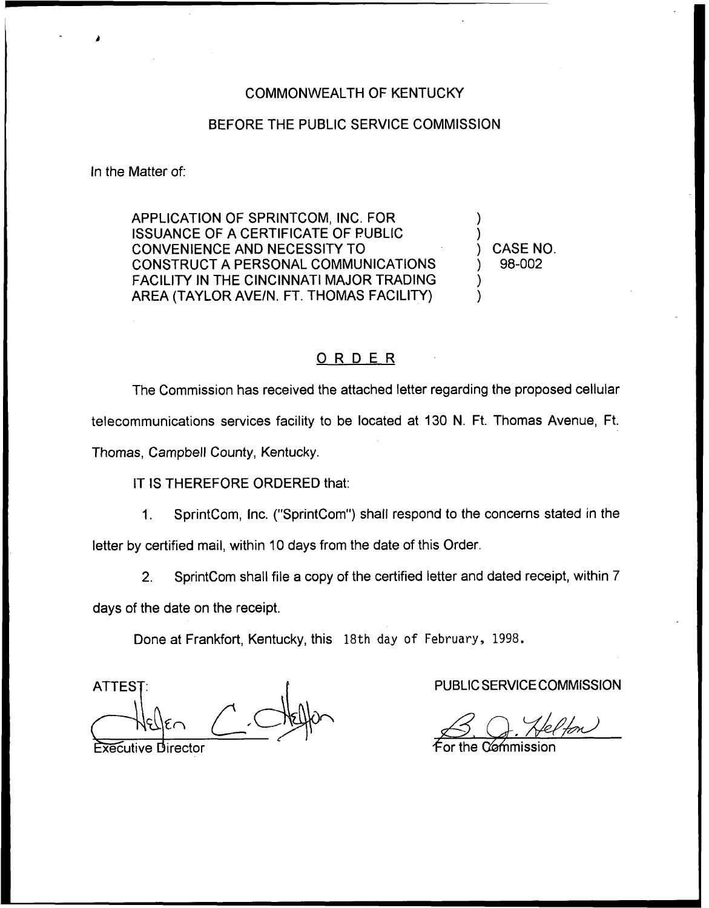COMMONWEALTH OF KENTUCKY

BEFORE THE PUBLIC SERVICE COMMISSION

In the Matter of:

| | | |
|---|---|---|
| APPLICATION OF SPRINTCOM, INC. FOR ISSUANCE OF A CERTIFICATE OF PUBLIC CONVENIENCE AND NECESSITY TO CONSTRUCT A PERSONAL COMMUNICATIONS FACILITY IN THE CINCINNATI MAJOR TRADING AREA (TAYLOR AVE/N. FT. THOMAS FACILITY) | ) | CASE NO. 98-002 |

## ORDER

The Commission has received the attached letter regarding the proposed cellular telecommunications services facility to be located at 130 N. Ft. Thomas Avenue, Ft. Thomas, Campbell County, Kentucky.

IT IS THEREFORE ORDERED that:

1. SprintCom, Inc. ("SprintCom") shall respond to the concerns stated in the letter by certified mail, within 10 days from the date of this Order.

2. SprintCom shall file a copy of the certified letter and dated receipt, within 7 days of the date on the receipt.

Done at Frankfort, Kentucky, this 18th day of February, 1998.

ATTEST:

Helen C. Helton
Executive Director

PUBLIC SERVICE COMMISSION

B. J. Helton
For the Commission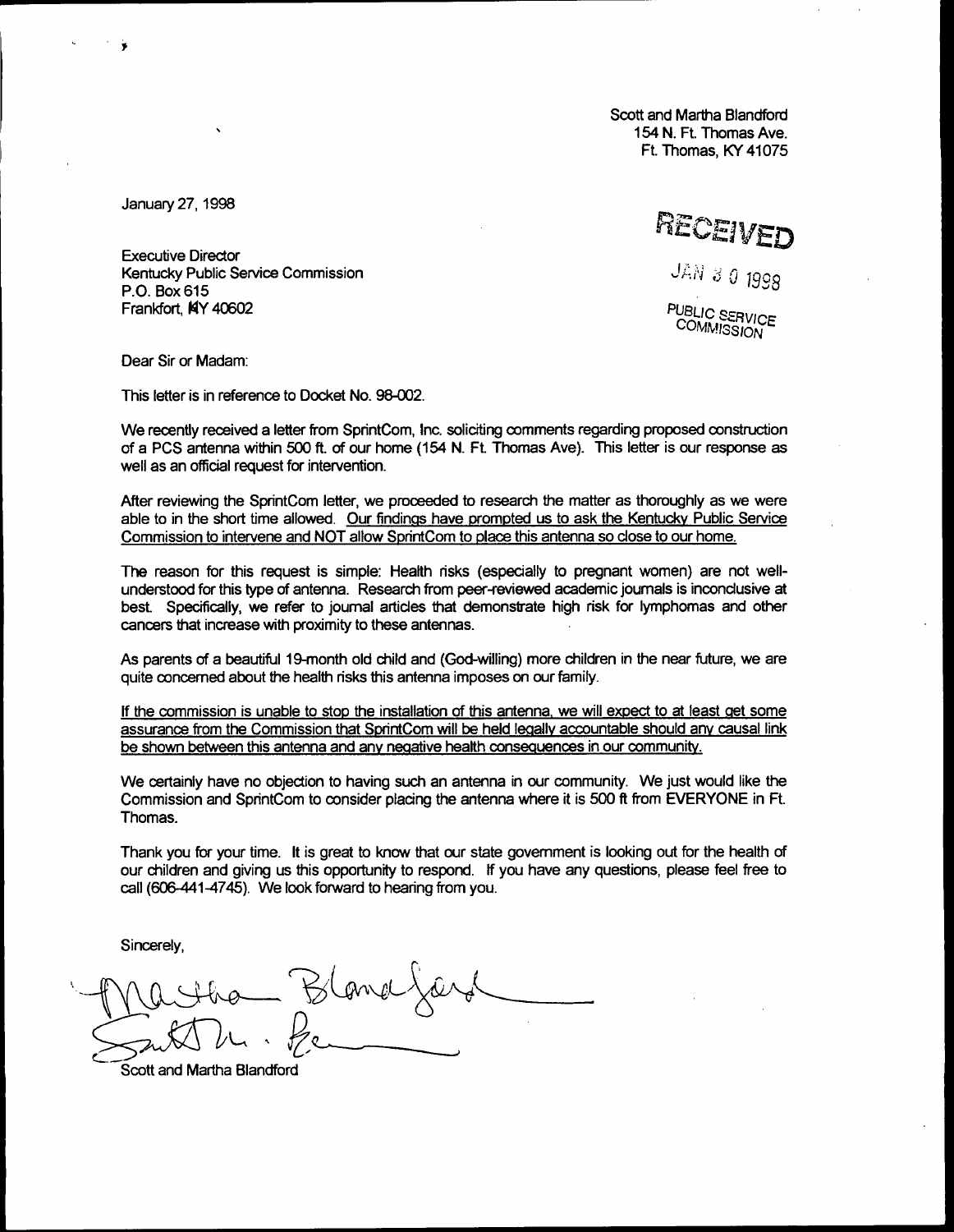Scott and Martha Blandford
154 N. Ft. Thomas Ave.
Ft. Thomas, KY 41075

January 27, 1998

RECEIVED

JAN 30 1998

PUBLIC SERVICE COMMISSION

Executive Director
Kentucky Public Service Commission
P.O. Box 615
Frankfort, KY 40602

Dear Sir or Madam:

This letter is in reference to Docket No. 98-002.

We recently received a letter from SprintCom, Inc. soliciting comments regarding proposed construction of a PCS antenna within 500 ft. of our home (154 N. Ft. Thomas Ave). This letter is our response as well as an official request for intervention.

After reviewing the SprintCom letter, we proceeded to research the matter as thoroughly as we were able to in the short time allowed. <u>Our findings have prompted us to ask the Kentucky Public Service Commission to intervene and NOT allow SprintCom to place this antenna so close to our home.</u>

The reason for this request is simple: Health risks (especially to pregnant women) are not well-understood for this type of antenna. Research from peer-reviewed academic journals is inconclusive at best. Specifically, we refer to journal articles that demonstrate high risk for lymphomas and other cancers that increase with proximity to these antennas.

As parents of a beautiful 19-month old child and (God-willing) more children in the near future, we are quite concerned about the health risks this antenna imposes on our family.

<u>If the commission is unable to stop the installation of this antenna, we will expect to at least get some assurance from the Commission that SprintCom will be held legally accountable should any causal link be shown between this antenna and any negative health consequences in our community.</u>

We certainly have no objection to having such an antenna in our community. We just would like the Commission and SprintCom to consider placing the antenna where it is 500 ft from EVERYONE in Ft. Thomas.

Thank you for your time. It is great to know that our state government is looking out for the health of our children and giving us this opportunity to respond. If you have any questions, please feel free to call (606-441-4745). We look forward to hearing from you.

Sincerely,

Martha Blandford
Scott M. Blandford

Scott and Martha Blandford